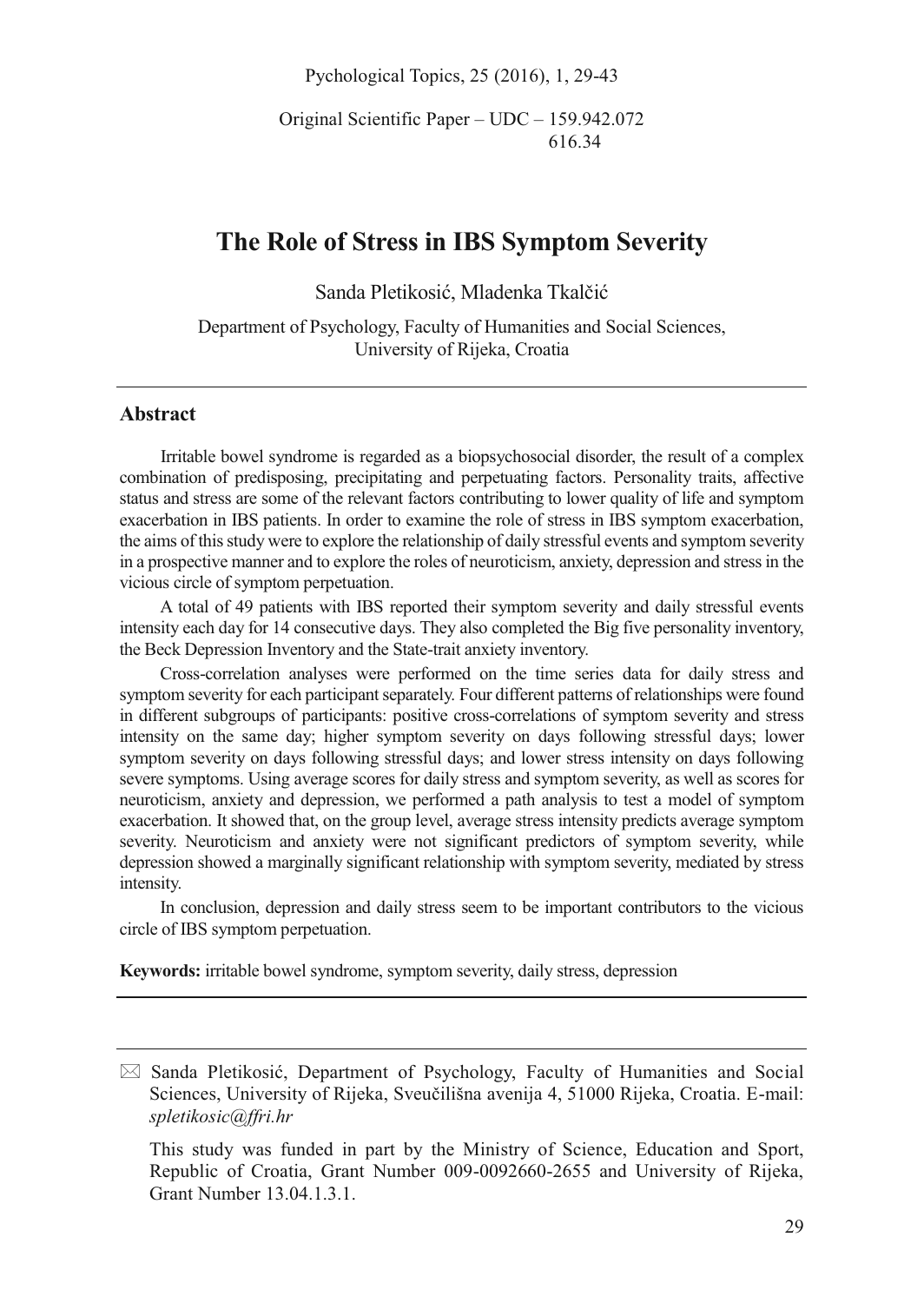Original Scientific Paper – UDC – 159.942.072
616.34

# The Role of Stress in IBS Symptom Severity

Sanda Pletikosić, Mladenka Tkalčić

Department of Psychology, Faculty of Humanities and Social Sciences, University of Rijeka, Croatia

## Abstract

Irritable bowel syndrome is regarded as a biopsychosocial disorder, the result of a complex combination of predisposing, precipitating and perpetuating factors. Personality traits, affective status and stress are some of the relevant factors contributing to lower quality of life and symptom exacerbation in IBS patients. In order to examine the role of stress in IBS symptom exacerbation, the aims of this study were to explore the relationship of daily stressful events and symptom severity in a prospective manner and to explore the roles of neuroticism, anxiety, depression and stress in the vicious circle of symptom perpetuation.

A total of 49 patients with IBS reported their symptom severity and daily stressful events intensity each day for 14 consecutive days. They also completed the Big five personality inventory, the Beck Depression Inventory and the State-trait anxiety inventory.

Cross-correlation analyses were performed on the time series data for daily stress and symptom severity for each participant separately. Four different patterns of relationships were found in different subgroups of participants: positive cross-correlations of symptom severity and stress intensity on the same day; higher symptom severity on days following stressful days; lower symptom severity on days following stressful days; and lower stress intensity on days following severe symptoms. Using average scores for daily stress and symptom severity, as well as scores for neuroticism, anxiety and depression, we performed a path analysis to test a model of symptom exacerbation. It showed that, on the group level, average stress intensity predicts average symptom severity. Neuroticism and anxiety were not significant predictors of symptom severity, while depression showed a marginally significant relationship with symptom severity, mediated by stress intensity.

In conclusion, depression and daily stress seem to be important contributors to the vicious circle of IBS symptom perpetuation.

**Keywords:** irritable bowel syndrome, symptom severity, daily stress, depression

---

✉ Sanda Pletikosić, Department of Psychology, Faculty of Humanities and Social Sciences, University of Rijeka, Sveučilišna avenija 4, 51000 Rijeka, Croatia. E-mail: *spletikosic@ffri.hr*

This study was funded in part by the Ministry of Science, Education and Sport, Republic of Croatia, Grant Number 009-0092660-2655 and University of Rijeka, Grant Number 13.04.1.3.1.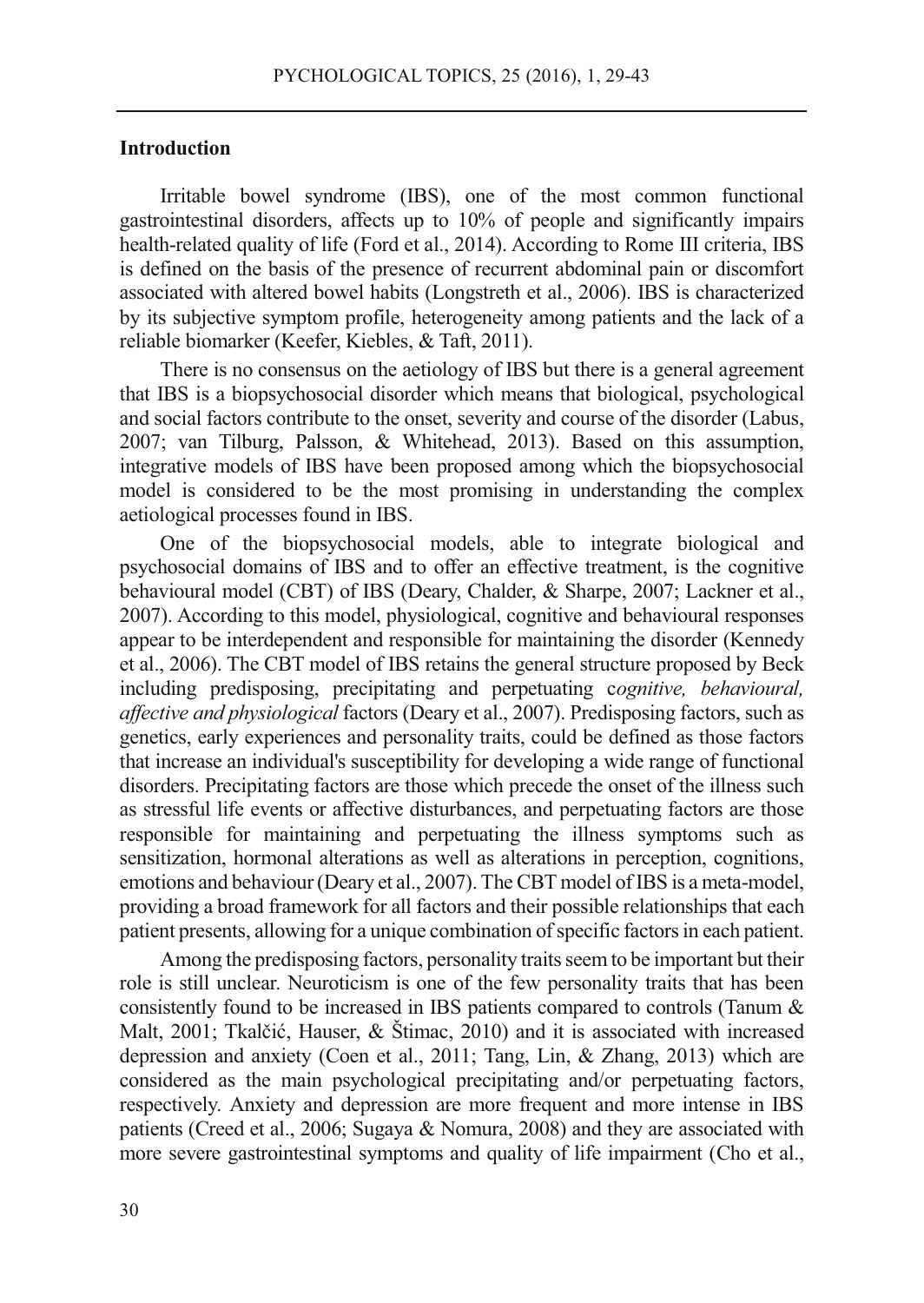## Introduction

Irritable bowel syndrome (IBS), one of the most common functional gastrointestinal disorders, affects up to 10% of people and significantly impairs health-related quality of life (Ford et al., 2014). According to Rome III criteria, IBS is defined on the basis of the presence of recurrent abdominal pain or discomfort associated with altered bowel habits (Longstreth et al., 2006). IBS is characterized by its subjective symptom profile, heterogeneity among patients and the lack of a reliable biomarker (Keefer, Kiebles, & Taft, 2011).

There is no consensus on the aetiology of IBS but there is a general agreement that IBS is a biopsychosocial disorder which means that biological, psychological and social factors contribute to the onset, severity and course of the disorder (Labus, 2007; van Tilburg, Palsson, & Whitehead, 2013). Based on this assumption, integrative models of IBS have been proposed among which the biopsychosocial model is considered to be the most promising in understanding the complex aetiological processes found in IBS.

One of the biopsychosocial models, able to integrate biological and psychosocial domains of IBS and to offer an effective treatment, is the cognitive behavioural model (CBT) of IBS (Deary, Chalder, & Sharpe, 2007; Lackner et al., 2007). According to this model, physiological, cognitive and behavioural responses appear to be interdependent and responsible for maintaining the disorder (Kennedy et al., 2006). The CBT model of IBS retains the general structure proposed by Beck including predisposing, precipitating and perpetuating c*ognitive, behavioural, affective and physiological* factors (Deary et al., 2007). Predisposing factors, such as genetics, early experiences and personality traits, could be defined as those factors that increase an individual's susceptibility for developing a wide range of functional disorders. Precipitating factors are those which precede the onset of the illness such as stressful life events or affective disturbances, and perpetuating factors are those responsible for maintaining and perpetuating the illness symptoms such as sensitization, hormonal alterations as well as alterations in perception, cognitions, emotions and behaviour (Deary et al., 2007). The CBT model of IBS is a meta-model, providing a broad framework for all factors and their possible relationships that each patient presents, allowing for a unique combination of specific factors in each patient.

Among the predisposing factors, personality traits seem to be important but their role is still unclear. Neuroticism is one of the few personality traits that has been consistently found to be increased in IBS patients compared to controls (Tanum & Malt, 2001; Tkalčić, Hauser, & Štimac, 2010) and it is associated with increased depression and anxiety (Coen et al., 2011; Tang, Lin, & Zhang, 2013) which are considered as the main psychological precipitating and/or perpetuating factors, respectively. Anxiety and depression are more frequent and more intense in IBS patients (Creed et al., 2006; Sugaya & Nomura, 2008) and they are associated with more severe gastrointestinal symptoms and quality of life impairment (Cho et al.,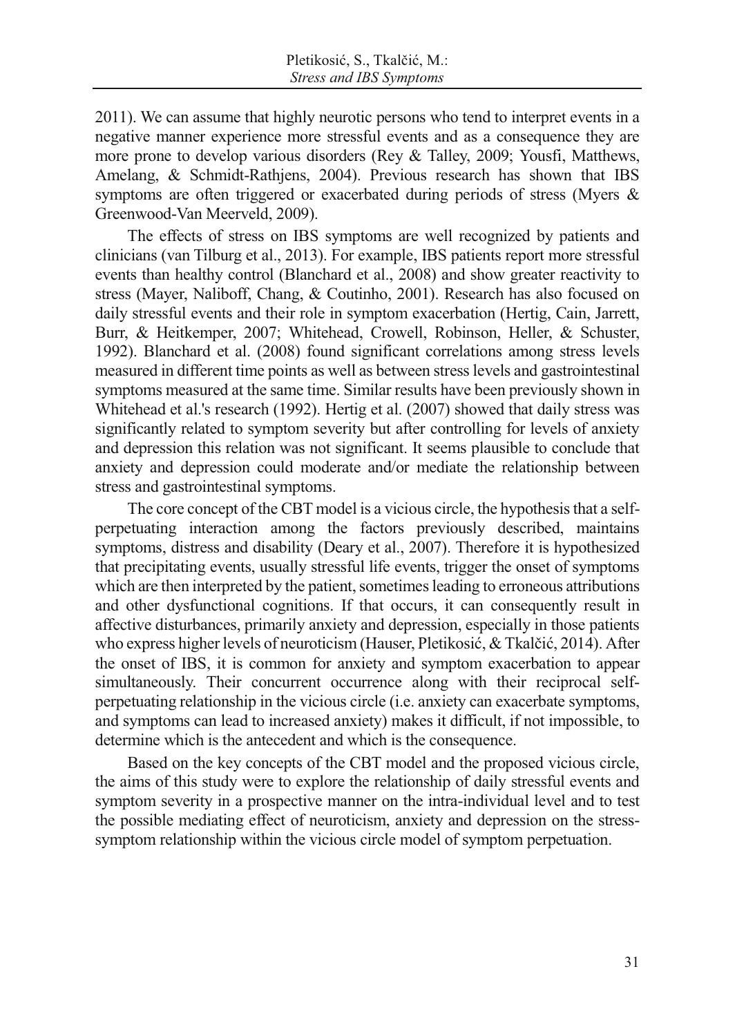2011). We can assume that highly neurotic persons who tend to interpret events in a negative manner experience more stressful events and as a consequence they are more prone to develop various disorders (Rey & Talley, 2009; Yousfi, Matthews, Amelang, & Schmidt-Rathjens, 2004). Previous research has shown that IBS symptoms are often triggered or exacerbated during periods of stress (Myers & Greenwood-Van Meerveld, 2009).

The effects of stress on IBS symptoms are well recognized by patients and clinicians (van Tilburg et al., 2013). For example, IBS patients report more stressful events than healthy control (Blanchard et al., 2008) and show greater reactivity to stress (Mayer, Naliboff, Chang, & Coutinho, 2001). Research has also focused on daily stressful events and their role in symptom exacerbation (Hertig, Cain, Jarrett, Burr, & Heitkemper, 2007; Whitehead, Crowell, Robinson, Heller, & Schuster, 1992). Blanchard et al. (2008) found significant correlations among stress levels measured in different time points as well as between stress levels and gastrointestinal symptoms measured at the same time. Similar results have been previously shown in Whitehead et al.'s research (1992). Hertig et al. (2007) showed that daily stress was significantly related to symptom severity but after controlling for levels of anxiety and depression this relation was not significant. It seems plausible to conclude that anxiety and depression could moderate and/or mediate the relationship between stress and gastrointestinal symptoms.

The core concept of the CBT model is a vicious circle, the hypothesis that a self-perpetuating interaction among the factors previously described, maintains symptoms, distress and disability (Deary et al., 2007). Therefore it is hypothesized that precipitating events, usually stressful life events, trigger the onset of symptoms which are then interpreted by the patient, sometimes leading to erroneous attributions and other dysfunctional cognitions. If that occurs, it can consequently result in affective disturbances, primarily anxiety and depression, especially in those patients who express higher levels of neuroticism (Hauser, Pletikosić, & Tkalčić, 2014). After the onset of IBS, it is common for anxiety and symptom exacerbation to appear simultaneously. Their concurrent occurrence along with their reciprocal self-perpetuating relationship in the vicious circle (i.e. anxiety can exacerbate symptoms, and symptoms can lead to increased anxiety) makes it difficult, if not impossible, to determine which is the antecedent and which is the consequence.

Based on the key concepts of the CBT model and the proposed vicious circle, the aims of this study were to explore the relationship of daily stressful events and symptom severity in a prospective manner on the intra-individual level and to test the possible mediating effect of neuroticism, anxiety and depression on the stress-symptom relationship within the vicious circle model of symptom perpetuation.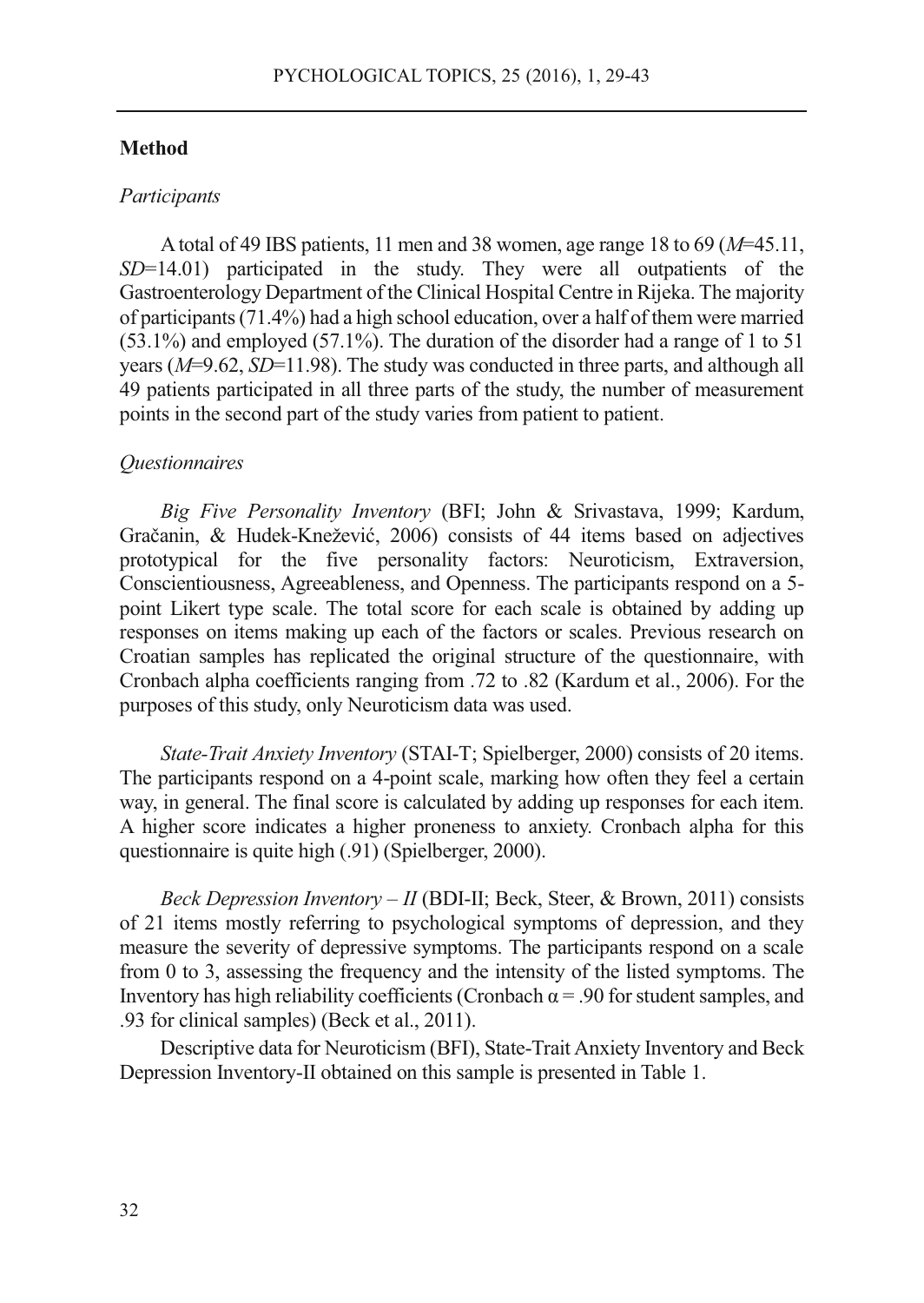## Method

### *Participants*

A total of 49 IBS patients, 11 men and 38 women, age range 18 to 69 (*M*=45.11, *SD*=14.01) participated in the study. They were all outpatients of the Gastroenterology Department of the Clinical Hospital Centre in Rijeka. The majority of participants (71.4%) had a high school education, over a half of them were married (53.1%) and employed (57.1%). The duration of the disorder had a range of 1 to 51 years (*M*=9.62, *SD*=11.98). The study was conducted in three parts, and although all 49 patients participated in all three parts of the study, the number of measurement points in the second part of the study varies from patient to patient.

### *Questionnaires*

*Big Five Personality Inventory* (BFI; John & Srivastava, 1999; Kardum, Gračanin, & Hudek-Knežević, 2006) consists of 44 items based on adjectives prototypical for the five personality factors: Neuroticism, Extraversion, Conscientiousness, Agreeableness, and Openness. The participants respond on a 5-point Likert type scale. The total score for each scale is obtained by adding up responses on items making up each of the factors or scales. Previous research on Croatian samples has replicated the original structure of the questionnaire, with Cronbach alpha coefficients ranging from .72 to .82 (Kardum et al., 2006). For the purposes of this study, only Neuroticism data was used.

*State-Trait Anxiety Inventory* (STAI-T; Spielberger, 2000) consists of 20 items. The participants respond on a 4-point scale, marking how often they feel a certain way, in general. The final score is calculated by adding up responses for each item. A higher score indicates a higher proneness to anxiety. Cronbach alpha for this questionnaire is quite high (.91) (Spielberger, 2000).

*Beck Depression Inventory – II* (BDI-II; Beck, Steer, & Brown, 2011) consists of 21 items mostly referring to psychological symptoms of depression, and they measure the severity of depressive symptoms. The participants respond on a scale from 0 to 3, assessing the frequency and the intensity of the listed symptoms. The Inventory has high reliability coefficients (Cronbach $\alpha = .90$ for student samples, and .93 for clinical samples) (Beck et al., 2011).

Descriptive data for Neuroticism (BFI), State-Trait Anxiety Inventory and Beck Depression Inventory-II obtained on this sample is presented in Table 1.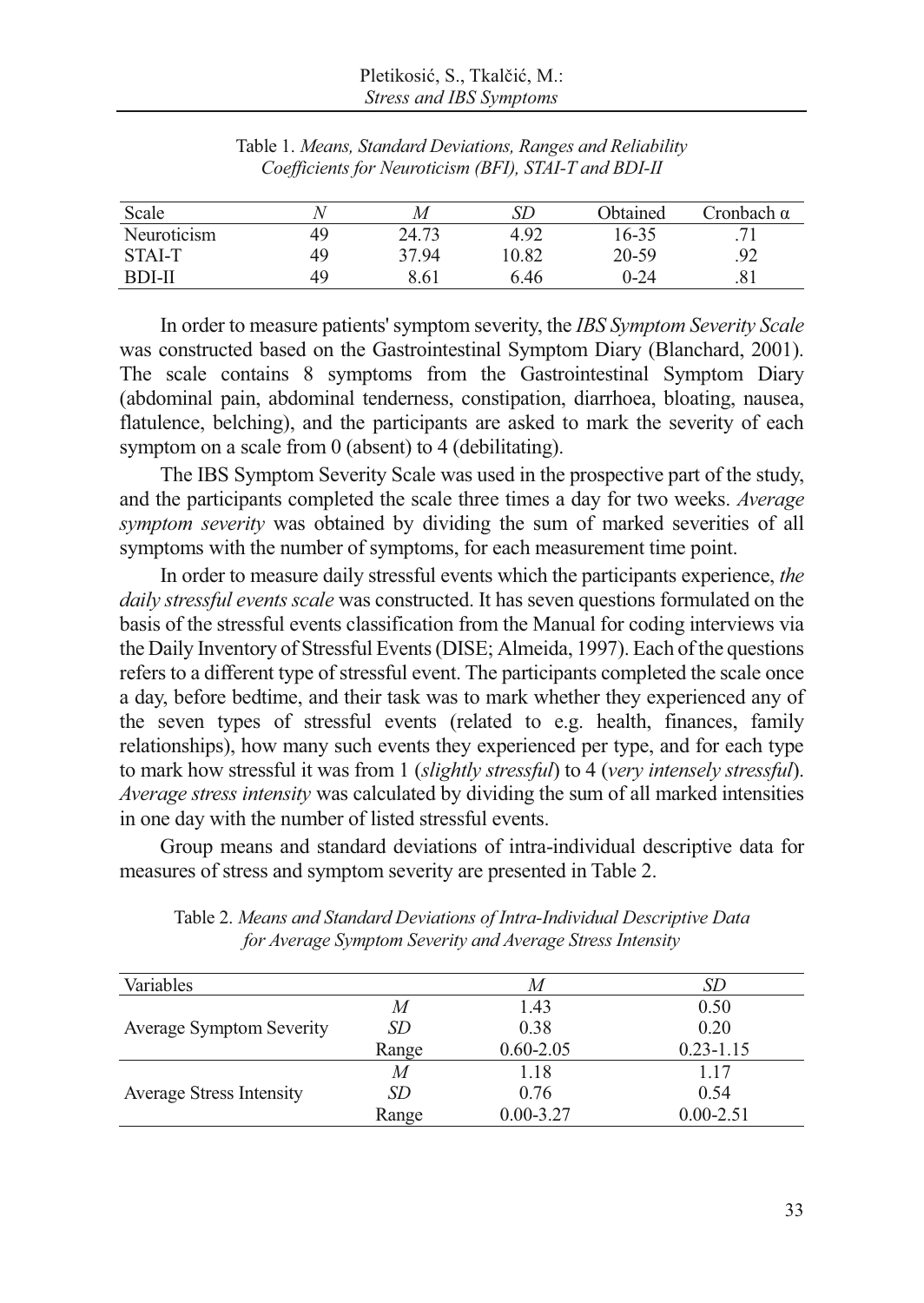Table 1. *Means, Standard Deviations, Ranges and Reliability Coefficients for Neuroticism (BFI), STAI-T and BDI-II*

| Scale | *N* | *M* | *SD* | Obtained | Cronbach α |
|---|---|---|---|---|---|
| Neuroticism | 49 | 24.73 | 4.92 | 16-35 | .71 |
| STAI-T | 49 | 37.94 | 10.82 | 20-59 | .92 |
| BDI-II | 49 | 8.61 | 6.46 | 0-24 | .81 |

In order to measure patients' symptom severity, the *IBS Symptom Severity Scale* was constructed based on the Gastrointestinal Symptom Diary (Blanchard, 2001). The scale contains 8 symptoms from the Gastrointestinal Symptom Diary (abdominal pain, abdominal tenderness, constipation, diarrhoea, bloating, nausea, flatulence, belching), and the participants are asked to mark the severity of each symptom on a scale from 0 (absent) to 4 (debilitating).

The IBS Symptom Severity Scale was used in the prospective part of the study, and the participants completed the scale three times a day for two weeks. *Average symptom severity* was obtained by dividing the sum of marked severities of all symptoms with the number of symptoms, for each measurement time point.

In order to measure daily stressful events which the participants experience, *the daily stressful events scale* was constructed. It has seven questions formulated on the basis of the stressful events classification from the Manual for coding interviews via the Daily Inventory of Stressful Events (DISE; Almeida, 1997). Each of the questions refers to a different type of stressful event. The participants completed the scale once a day, before bedtime, and their task was to mark whether they experienced any of the seven types of stressful events (related to e.g. health, finances, family relationships), how many such events they experienced per type, and for each type to mark how stressful it was from 1 (*slightly stressful*) to 4 (*very intensely stressful*). *Average stress intensity* was calculated by dividing the sum of all marked intensities in one day with the number of listed stressful events.

Group means and standard deviations of intra-individual descriptive data for measures of stress and symptom severity are presented in Table 2.

Table 2. *Means and Standard Deviations of Intra-Individual Descriptive Data for Average Symptom Severity and Average Stress Intensity*

| Variables | | *M* | *SD* |
|---|---|---|---|
| Average Symptom Severity | *M* | 1.43 | 0.50 |
| | *SD* | 0.38 | 0.20 |
| | Range | 0.60-2.05 | 0.23-1.15 |
| Average Stress Intensity | *M* | 1.18 | 1.17 |
| | *SD* | 0.76 | 0.54 |
| | Range | 0.00-3.27 | 0.00-2.51 |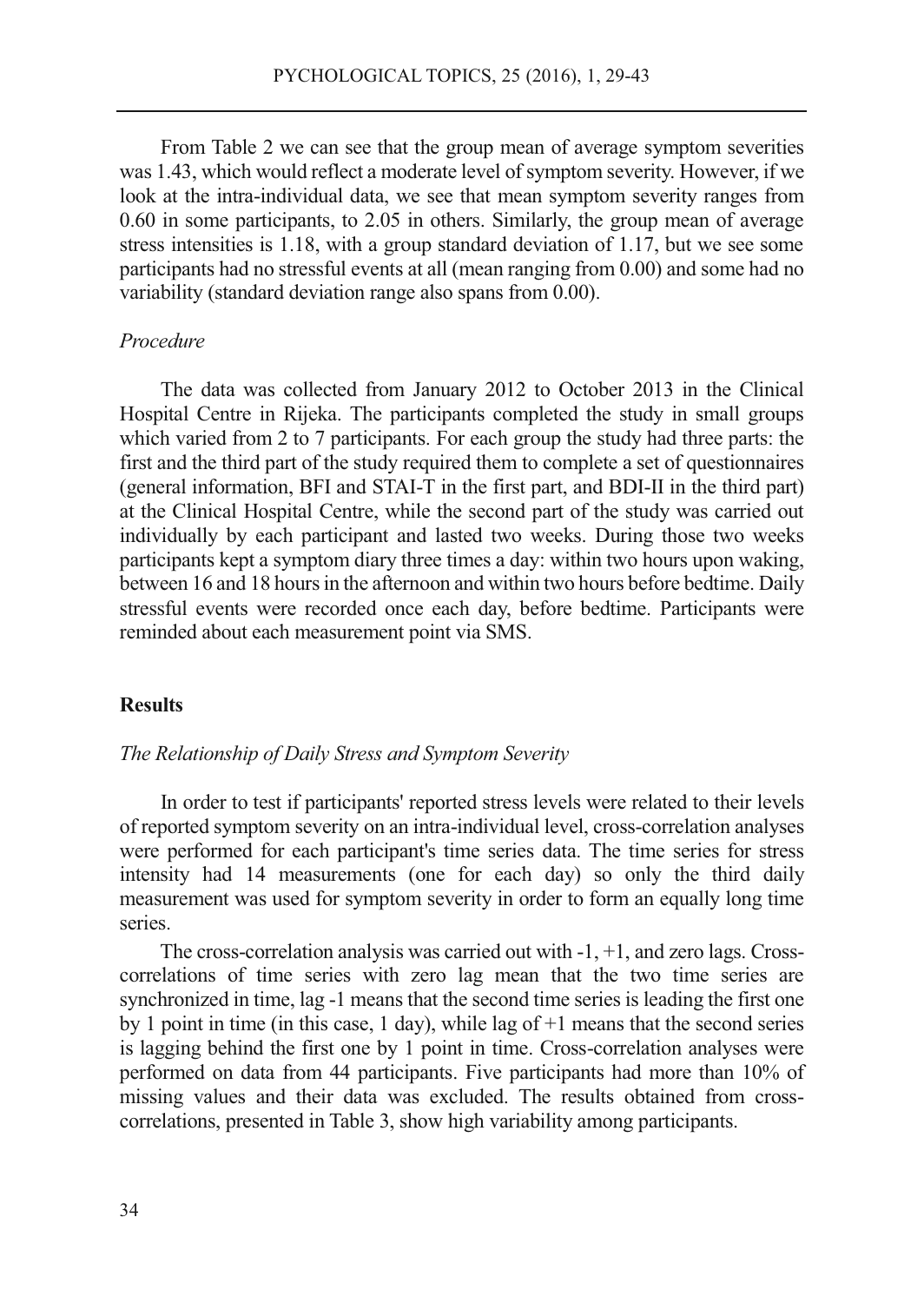From Table 2 we can see that the group mean of average symptom severities was 1.43, which would reflect a moderate level of symptom severity. However, if we look at the intra-individual data, we see that mean symptom severity ranges from 0.60 in some participants, to 2.05 in others. Similarly, the group mean of average stress intensities is 1.18, with a group standard deviation of 1.17, but we see some participants had no stressful events at all (mean ranging from 0.00) and some had no variability (standard deviation range also spans from 0.00).

### *Procedure*

The data was collected from January 2012 to October 2013 in the Clinical Hospital Centre in Rijeka. The participants completed the study in small groups which varied from 2 to 7 participants. For each group the study had three parts: the first and the third part of the study required them to complete a set of questionnaires (general information, BFI and STAI-T in the first part, and BDI-II in the third part) at the Clinical Hospital Centre, while the second part of the study was carried out individually by each participant and lasted two weeks. During those two weeks participants kept a symptom diary three times a day: within two hours upon waking, between 16 and 18 hours in the afternoon and within two hours before bedtime. Daily stressful events were recorded once each day, before bedtime. Participants were reminded about each measurement point via SMS.

## Results

### *The Relationship of Daily Stress and Symptom Severity*

In order to test if participants' reported stress levels were related to their levels of reported symptom severity on an intra-individual level, cross-correlation analyses were performed for each participant's time series data. The time series for stress intensity had 14 measurements (one for each day) so only the third daily measurement was used for symptom severity in order to form an equally long time series.

The cross-correlation analysis was carried out with -1, +1, and zero lags. Cross-correlations of time series with zero lag mean that the two time series are synchronized in time, lag -1 means that the second time series is leading the first one by 1 point in time (in this case, 1 day), while lag of +1 means that the second series is lagging behind the first one by 1 point in time. Cross-correlation analyses were performed on data from 44 participants. Five participants had more than 10% of missing values and their data was excluded. The results obtained from cross-correlations, presented in Table 3, show high variability among participants.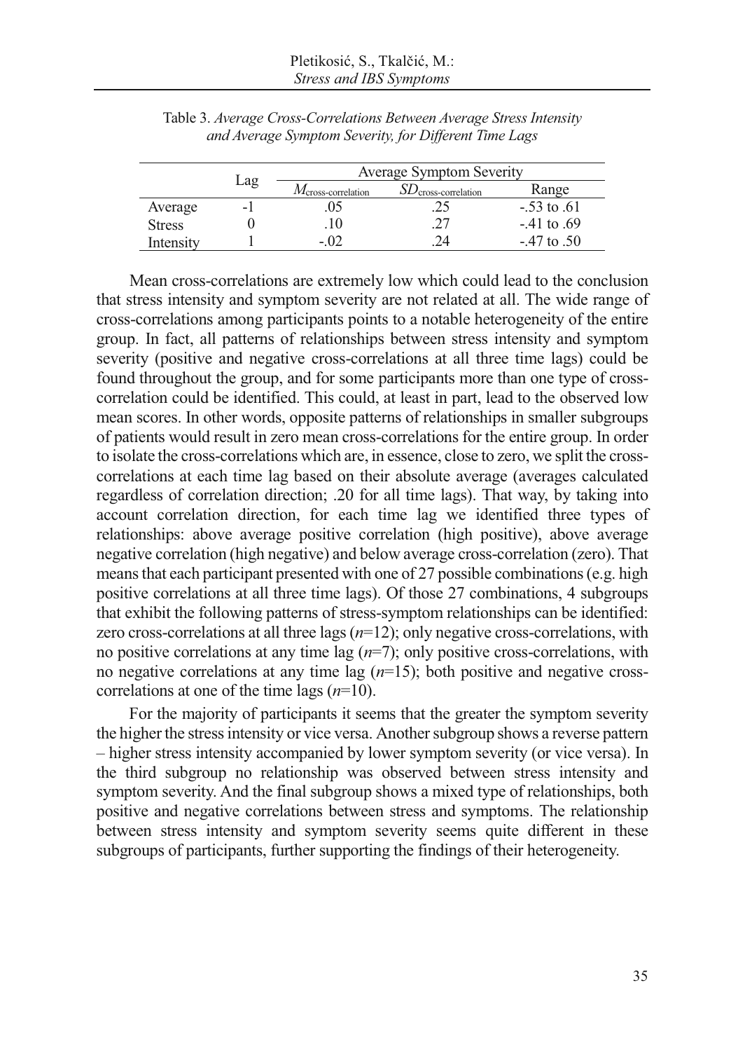Table 3. *Average Cross-Correlations Between Average Stress Intensity and Average Symptom Severity, for Different Time Lags*

| | Lag | Average Symptom Severity | | |
|---|---|---|---|---|
| | | $M_{\text{cross-correlation}}$ | $SD_{\text{cross-correlation}}$ | Range |
| Average | -1 | .05 | .25 | -.53 to .61 |
| Stress | 0 | .10 | .27 | -.41 to .69 |
| Intensity | 1 | -.02 | .24 | -.47 to .50 |

Mean cross-correlations are extremely low which could lead to the conclusion that stress intensity and symptom severity are not related at all. The wide range of cross-correlations among participants points to a notable heterogeneity of the entire group. In fact, all patterns of relationships between stress intensity and symptom severity (positive and negative cross-correlations at all three time lags) could be found throughout the group, and for some participants more than one type of cross-correlation could be identified. This could, at least in part, lead to the observed low mean scores. In other words, opposite patterns of relationships in smaller subgroups of patients would result in zero mean cross-correlations for the entire group. In order to isolate the cross-correlations which are, in essence, close to zero, we split the cross-correlations at each time lag based on their absolute average (averages calculated regardless of correlation direction; .20 for all time lags). That way, by taking into account correlation direction, for each time lag we identified three types of relationships: above average positive correlation (high positive), above average negative correlation (high negative) and below average cross-correlation (zero). That means that each participant presented with one of 27 possible combinations (e.g. high positive correlations at all three time lags). Of those 27 combinations, 4 subgroups that exhibit the following patterns of stress-symptom relationships can be identified: zero cross-correlations at all three lags ($n$=12); only negative cross-correlations, with no positive correlations at any time lag ($n$=7); only positive cross-correlations, with no negative correlations at any time lag ($n$=15); both positive and negative cross-correlations at one of the time lags ($n$=10).

For the majority of participants it seems that the greater the symptom severity the higher the stress intensity or vice versa. Another subgroup shows a reverse pattern – higher stress intensity accompanied by lower symptom severity (or vice versa). In the third subgroup no relationship was observed between stress intensity and symptom severity. And the final subgroup shows a mixed type of relationships, both positive and negative correlations between stress and symptoms. The relationship between stress intensity and symptom severity seems quite different in these subgroups of participants, further supporting the findings of their heterogeneity.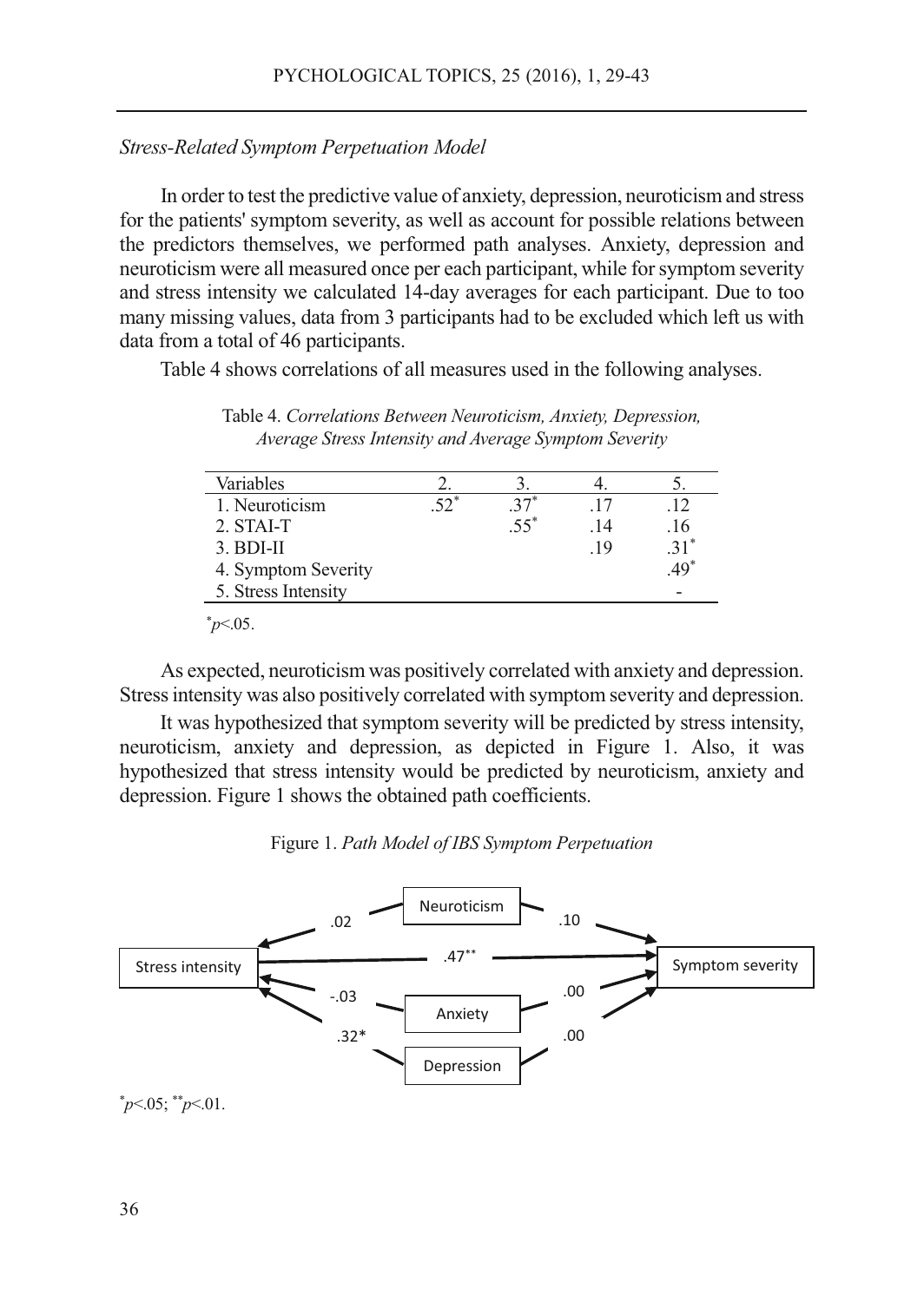*Stress-Related Symptom Perpetuation Model*

In order to test the predictive value of anxiety, depression, neuroticism and stress for the patients' symptom severity, as well as account for possible relations between the predictors themselves, we performed path analyses. Anxiety, depression and neuroticism were all measured once per each participant, while for symptom severity and stress intensity we calculated 14-day averages for each participant. Due to too many missing values, data from 3 participants had to be excluded which left us with data from a total of 46 participants.

Table 4 shows correlations of all measures used in the following analyses.

Table 4. *Correlations Between Neuroticism, Anxiety, Depression, Average Stress Intensity and Average Symptom Severity*

| Variables | 2. | 3. | 4. | 5. |
|---|---|---|---|---|
| 1. Neuroticism | .52* | .37* | .17 | .12 |
| 2. STAI-T | | .55* | .14 | .16 |
| 3. BDI-II | | | .19 | .31* |
| 4. Symptom Severity | | | | .49* |
| 5. Stress Intensity | | | | - |

*$p$<.05.

As expected, neuroticism was positively correlated with anxiety and depression. Stress intensity was also positively correlated with symptom severity and depression.

It was hypothesized that symptom severity will be predicted by stress intensity, neuroticism, anxiety and depression, as depicted in Figure 1. Also, it was hypothesized that stress intensity would be predicted by neuroticism, anxiety and depression. Figure 1 shows the obtained path coefficients.

Figure 1. *Path Model of IBS Symptom Perpetuation*

*$p$<.05; **$p$<.01.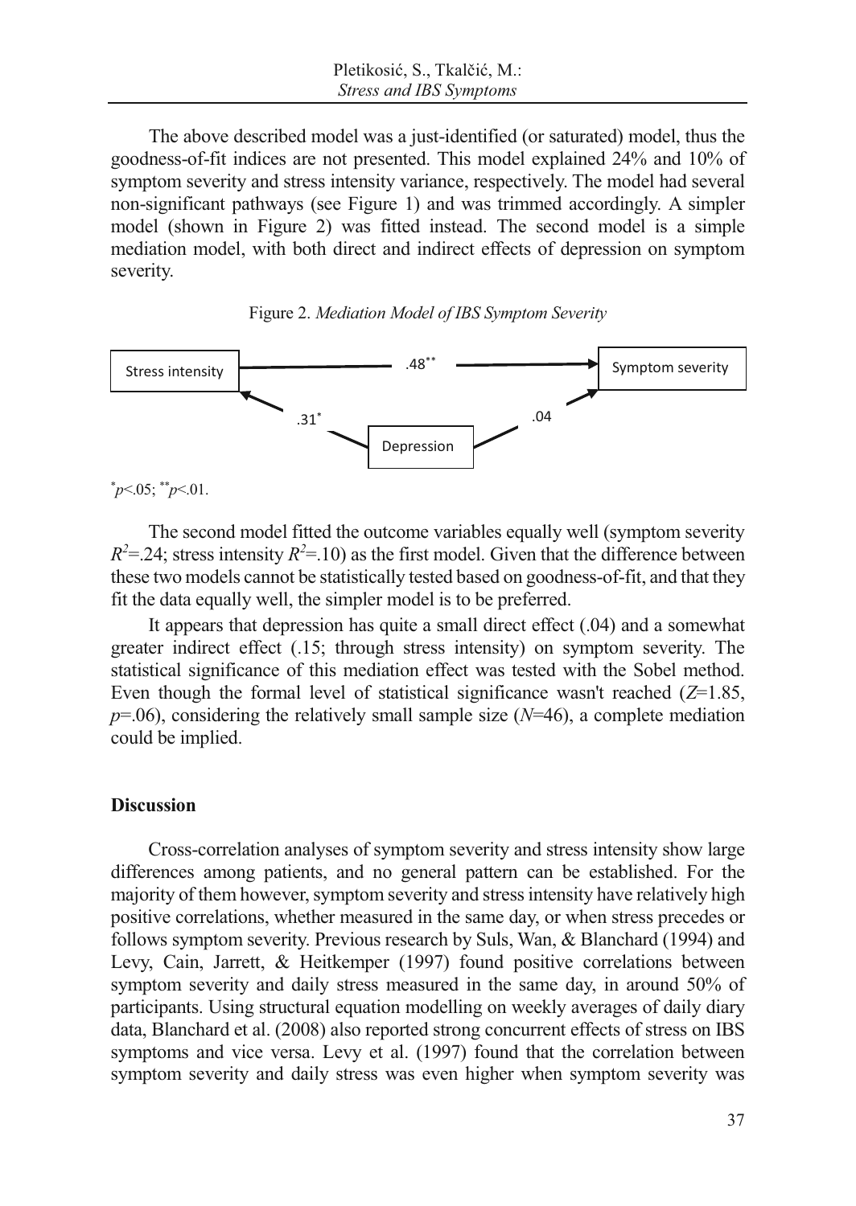The above described model was a just-identified (or saturated) model, thus the goodness-of-fit indices are not presented. This model explained 24% and 10% of symptom severity and stress intensity variance, respectively. The model had several non-significant pathways (see Figure 1) and was trimmed accordingly. A simpler model (shown in Figure 2) was fitted instead. The second model is a simple mediation model, with both direct and indirect effects of depression on symptom severity.

Figure 2. *Mediation Model of IBS Symptom Severity*

Stress intensity — .48** → Symptom severity

Depression — .31* → Stress intensity

Depression — .04 → Symptom severity

*p<.05; **p<.01.

The second model fitted the outcome variables equally well (symptom severity $R^2$=.24; stress intensity $R^2$=.10) as the first model. Given that the difference between these two models cannot be statistically tested based on goodness-of-fit, and that they fit the data equally well, the simpler model is to be preferred.

It appears that depression has quite a small direct effect (.04) and a somewhat greater indirect effect (.15; through stress intensity) on symptom severity. The statistical significance of this mediation effect was tested with the Sobel method. Even though the formal level of statistical significance wasn't reached ($Z$=1.85, $p$=.06), considering the relatively small sample size ($N$=46), a complete mediation could be implied.

## Discussion

Cross-correlation analyses of symptom severity and stress intensity show large differences among patients, and no general pattern can be established. For the majority of them however, symptom severity and stress intensity have relatively high positive correlations, whether measured in the same day, or when stress precedes or follows symptom severity. Previous research by Suls, Wan, & Blanchard (1994) and Levy, Cain, Jarrett, & Heitkemper (1997) found positive correlations between symptom severity and daily stress measured in the same day, in around 50% of participants. Using structural equation modelling on weekly averages of daily diary data, Blanchard et al. (2008) also reported strong concurrent effects of stress on IBS symptoms and vice versa. Levy et al. (1997) found that the correlation between symptom severity and daily stress was even higher when symptom severity was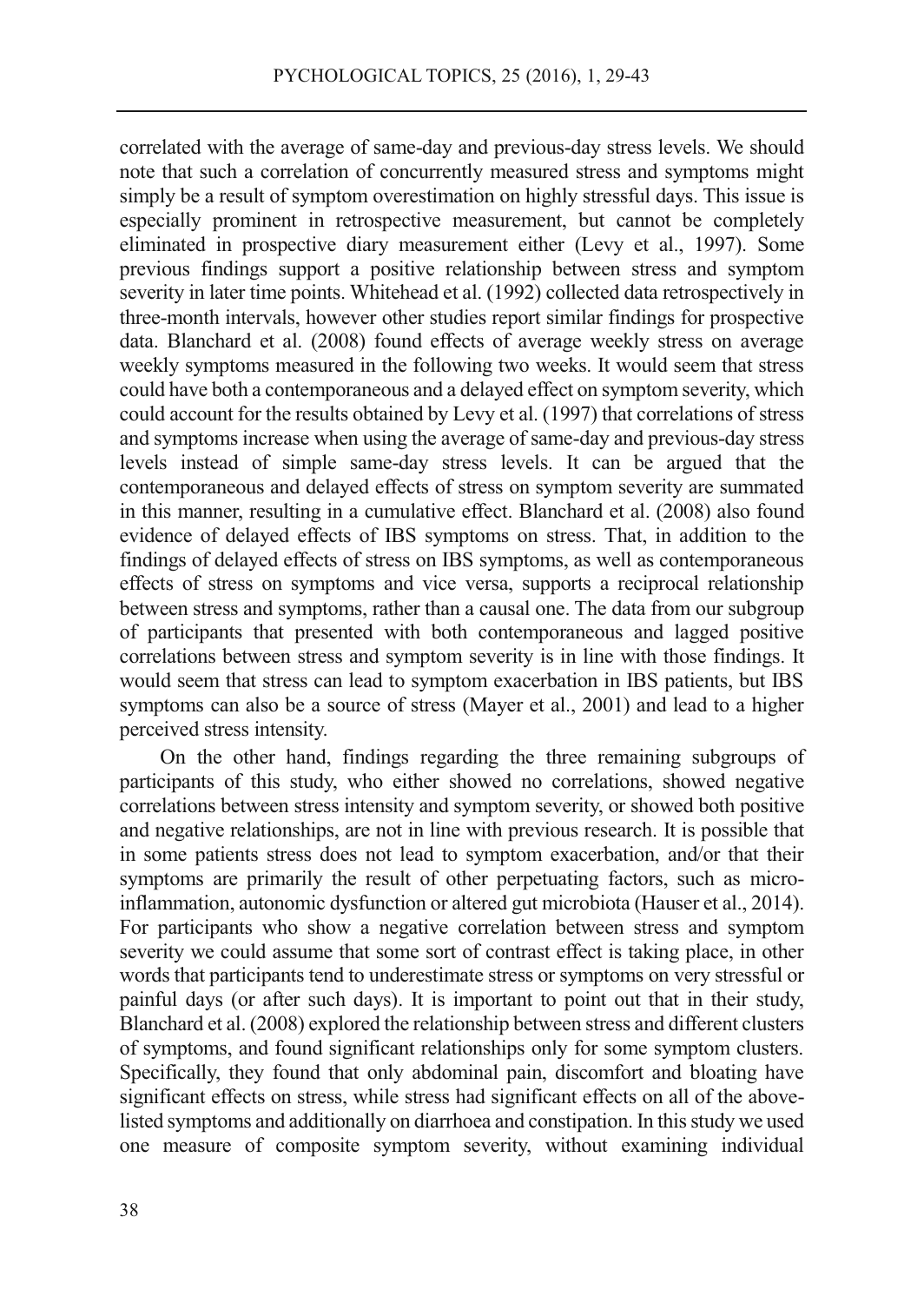correlated with the average of same-day and previous-day stress levels. We should note that such a correlation of concurrently measured stress and symptoms might simply be a result of symptom overestimation on highly stressful days. This issue is especially prominent in retrospective measurement, but cannot be completely eliminated in prospective diary measurement either (Levy et al., 1997). Some previous findings support a positive relationship between stress and symptom severity in later time points. Whitehead et al. (1992) collected data retrospectively in three-month intervals, however other studies report similar findings for prospective data. Blanchard et al. (2008) found effects of average weekly stress on average weekly symptoms measured in the following two weeks. It would seem that stress could have both a contemporaneous and a delayed effect on symptom severity, which could account for the results obtained by Levy et al. (1997) that correlations of stress and symptoms increase when using the average of same-day and previous-day stress levels instead of simple same-day stress levels. It can be argued that the contemporaneous and delayed effects of stress on symptom severity are summated in this manner, resulting in a cumulative effect. Blanchard et al. (2008) also found evidence of delayed effects of IBS symptoms on stress. That, in addition to the findings of delayed effects of stress on IBS symptoms, as well as contemporaneous effects of stress on symptoms and vice versa, supports a reciprocal relationship between stress and symptoms, rather than a causal one. The data from our subgroup of participants that presented with both contemporaneous and lagged positive correlations between stress and symptom severity is in line with those findings. It would seem that stress can lead to symptom exacerbation in IBS patients, but IBS symptoms can also be a source of stress (Mayer et al., 2001) and lead to a higher perceived stress intensity.

On the other hand, findings regarding the three remaining subgroups of participants of this study, who either showed no correlations, showed negative correlations between stress intensity and symptom severity, or showed both positive and negative relationships, are not in line with previous research. It is possible that in some patients stress does not lead to symptom exacerbation, and/or that their symptoms are primarily the result of other perpetuating factors, such as micro-inflammation, autonomic dysfunction or altered gut microbiota (Hauser et al., 2014). For participants who show a negative correlation between stress and symptom severity we could assume that some sort of contrast effect is taking place, in other words that participants tend to underestimate stress or symptoms on very stressful or painful days (or after such days). It is important to point out that in their study, Blanchard et al. (2008) explored the relationship between stress and different clusters of symptoms, and found significant relationships only for some symptom clusters. Specifically, they found that only abdominal pain, discomfort and bloating have significant effects on stress, while stress had significant effects on all of the above-listed symptoms and additionally on diarrhoea and constipation. In this study we used one measure of composite symptom severity, without examining individual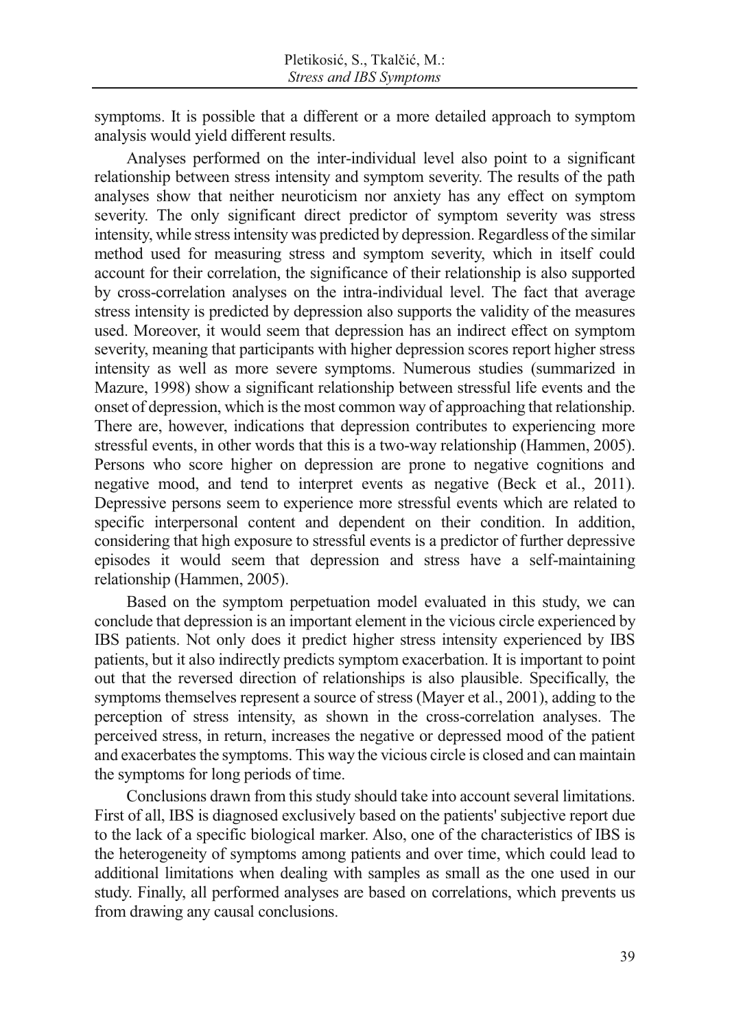symptoms. It is possible that a different or a more detailed approach to symptom analysis would yield different results.

Analyses performed on the inter-individual level also point to a significant relationship between stress intensity and symptom severity. The results of the path analyses show that neither neuroticism nor anxiety has any effect on symptom severity. The only significant direct predictor of symptom severity was stress intensity, while stress intensity was predicted by depression. Regardless of the similar method used for measuring stress and symptom severity, which in itself could account for their correlation, the significance of their relationship is also supported by cross-correlation analyses on the intra-individual level. The fact that average stress intensity is predicted by depression also supports the validity of the measures used. Moreover, it would seem that depression has an indirect effect on symptom severity, meaning that participants with higher depression scores report higher stress intensity as well as more severe symptoms. Numerous studies (summarized in Mazure, 1998) show a significant relationship between stressful life events and the onset of depression, which is the most common way of approaching that relationship. There are, however, indications that depression contributes to experiencing more stressful events, in other words that this is a two-way relationship (Hammen, 2005). Persons who score higher on depression are prone to negative cognitions and negative mood, and tend to interpret events as negative (Beck et al., 2011). Depressive persons seem to experience more stressful events which are related to specific interpersonal content and dependent on their condition. In addition, considering that high exposure to stressful events is a predictor of further depressive episodes it would seem that depression and stress have a self-maintaining relationship (Hammen, 2005).

Based on the symptom perpetuation model evaluated in this study, we can conclude that depression is an important element in the vicious circle experienced by IBS patients. Not only does it predict higher stress intensity experienced by IBS patients, but it also indirectly predicts symptom exacerbation. It is important to point out that the reversed direction of relationships is also plausible. Specifically, the symptoms themselves represent a source of stress (Mayer et al., 2001), adding to the perception of stress intensity, as shown in the cross-correlation analyses. The perceived stress, in return, increases the negative or depressed mood of the patient and exacerbates the symptoms. This way the vicious circle is closed and can maintain the symptoms for long periods of time.

Conclusions drawn from this study should take into account several limitations. First of all, IBS is diagnosed exclusively based on the patients' subjective report due to the lack of a specific biological marker. Also, one of the characteristics of IBS is the heterogeneity of symptoms among patients and over time, which could lead to additional limitations when dealing with samples as small as the one used in our study. Finally, all performed analyses are based on correlations, which prevents us from drawing any causal conclusions.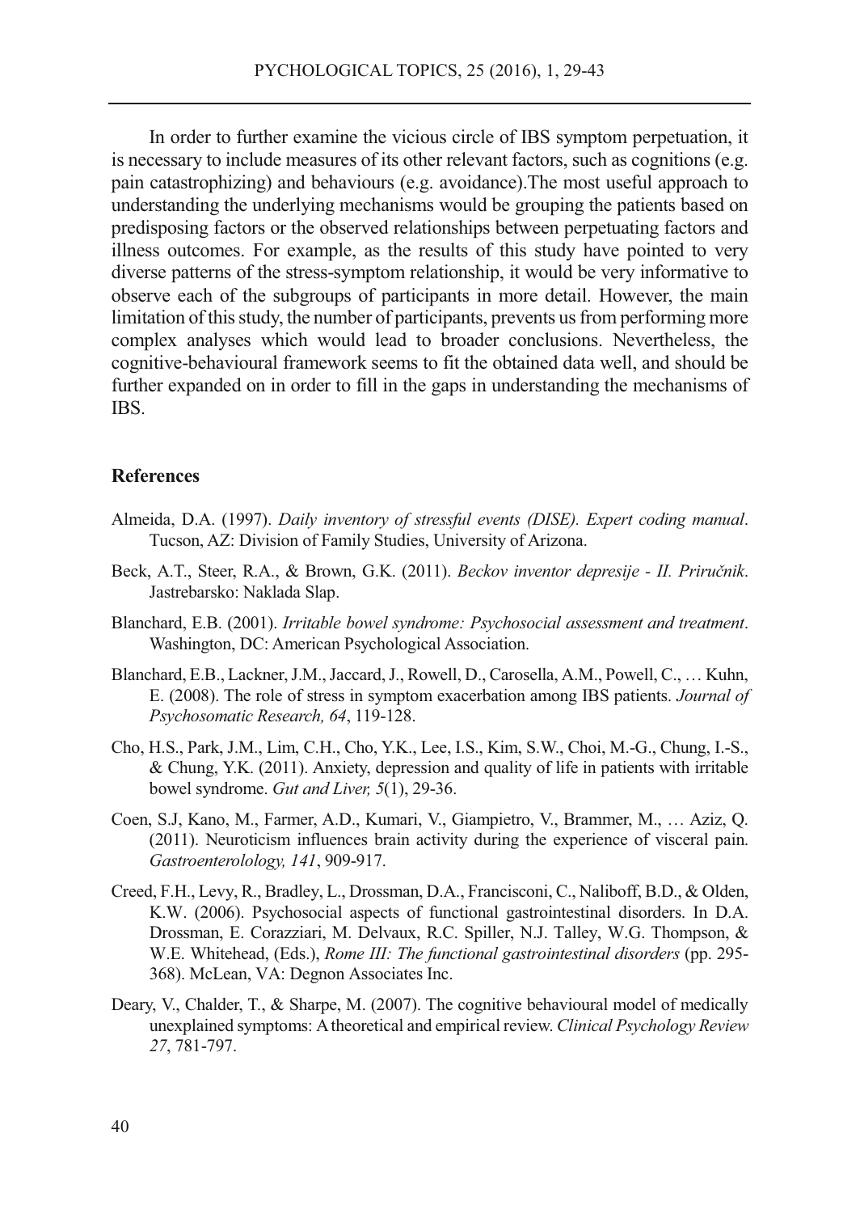In order to further examine the vicious circle of IBS symptom perpetuation, it is necessary to include measures of its other relevant factors, such as cognitions (e.g. pain catastrophizing) and behaviours (e.g. avoidance).The most useful approach to understanding the underlying mechanisms would be grouping the patients based on predisposing factors or the observed relationships between perpetuating factors and illness outcomes. For example, as the results of this study have pointed to very diverse patterns of the stress-symptom relationship, it would be very informative to observe each of the subgroups of participants in more detail. However, the main limitation of this study, the number of participants, prevents us from performing more complex analyses which would lead to broader conclusions. Nevertheless, the cognitive-behavioural framework seems to fit the obtained data well, and should be further expanded on in order to fill in the gaps in understanding the mechanisms of IBS.

## References

Almeida, D.A. (1997). *Daily inventory of stressful events (DISE). Expert coding manual*. Tucson, AZ: Division of Family Studies, University of Arizona.

Beck, A.T., Steer, R.A., & Brown, G.K. (2011). *Beckov inventor depresije - II. Priručnik*. Jastrebarsko: Naklada Slap.

Blanchard, E.B. (2001). *Irritable bowel syndrome: Psychosocial assessment and treatment*. Washington, DC: American Psychological Association.

Blanchard, E.B., Lackner, J.M., Jaccard, J., Rowell, D., Carosella, A.M., Powell, C., … Kuhn, E. (2008). The role of stress in symptom exacerbation among IBS patients. *Journal of Psychosomatic Research, 64*, 119-128.

Cho, H.S., Park, J.M., Lim, C.H., Cho, Y.K., Lee, I.S., Kim, S.W., Choi, M.-G., Chung, I.-S., & Chung, Y.K. (2011). Anxiety, depression and quality of life in patients with irritable bowel syndrome. *Gut and Liver, 5*(1), 29-36.

Coen, S.J, Kano, M., Farmer, A.D., Kumari, V., Giampietro, V., Brammer, M., … Aziz, Q. (2011). Neuroticism influences brain activity during the experience of visceral pain. *Gastroenterolology, 141*, 909-917.

Creed, F.H., Levy, R., Bradley, L., Drossman, D.A., Francisconi, C., Naliboff, B.D., & Olden, K.W. (2006). Psychosocial aspects of functional gastrointestinal disorders. In D.A. Drossman, E. Corazziari, M. Delvaux, R.C. Spiller, N.J. Talley, W.G. Thompson, & W.E. Whitehead, (Eds.), *Rome III: The functional gastrointestinal disorders* (pp. 295-368). McLean, VA: Degnon Associates Inc.

Deary, V., Chalder, T., & Sharpe, M. (2007). The cognitive behavioural model of medically unexplained symptoms: A theoretical and empirical review. *Clinical Psychology Review 27*, 781-797.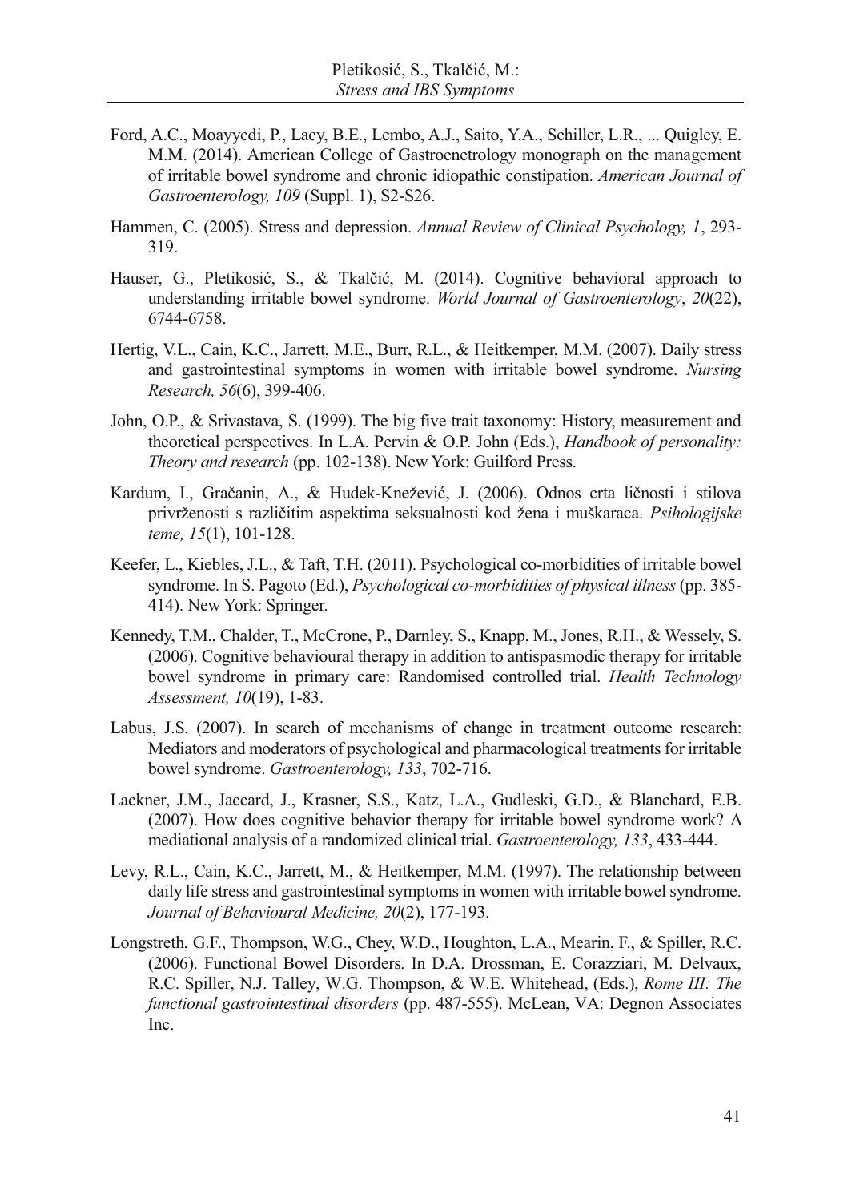Ford, A.C., Moayyedi, P., Lacy, B.E., Lembo, A.J., Saito, Y.A., Schiller, L.R., ... Quigley, E. M.M. (2014). American College of Gastroenetrology monograph on the management of irritable bowel syndrome and chronic idiopathic constipation. *American Journal of Gastroenterology, 109* (Suppl. 1), S2-S26.

Hammen, C. (2005). Stress and depression. *Annual Review of Clinical Psychology, 1*, 293-319.

Hauser, G., Pletikosić, S., & Tkalčić, M. (2014). Cognitive behavioral approach to understanding irritable bowel syndrome. *World Journal of Gastroenterology*, *20*(22), 6744-6758.

Hertig, V.L., Cain, K.C., Jarrett, M.E., Burr, R.L., & Heitkemper, M.M. (2007). Daily stress and gastrointestinal symptoms in women with irritable bowel syndrome. *Nursing Research, 56*(6), 399-406.

John, O.P., & Srivastava, S. (1999). The big five trait taxonomy: History, measurement and theoretical perspectives. In L.A. Pervin & O.P. John (Eds.), *Handbook of personality: Theory and research* (pp. 102-138). New York: Guilford Press.

Kardum, I., Gračanin, A., & Hudek-Knežević, J. (2006). Odnos crta ličnosti i stilova privrženosti s različitim aspektima seksualnosti kod žena i muškaraca. *Psihologijske teme, 15*(1), 101-128.

Keefer, L., Kiebles, J.L., & Taft, T.H. (2011). Psychological co-morbidities of irritable bowel syndrome. In S. Pagoto (Ed.), *Psychological co-morbidities of physical illness* (pp. 385-414). New York: Springer.

Kennedy, T.M., Chalder, T., McCrone, P., Darnley, S., Knapp, M., Jones, R.H., & Wessely, S. (2006). Cognitive behavioural therapy in addition to antispasmodic therapy for irritable bowel syndrome in primary care: Randomised controlled trial. *Health Technology Assessment, 10*(19), 1-83.

Labus, J.S. (2007). In search of mechanisms of change in treatment outcome research: Mediators and moderators of psychological and pharmacological treatments for irritable bowel syndrome. *Gastroenterology, 133*, 702-716.

Lackner, J.M., Jaccard, J., Krasner, S.S., Katz, L.A., Gudleski, G.D., & Blanchard, E.B. (2007). How does cognitive behavior therapy for irritable bowel syndrome work? A mediational analysis of a randomized clinical trial. *Gastroenterology, 133*, 433-444.

Levy, R.L., Cain, K.C., Jarrett, M., & Heitkemper, M.M. (1997). The relationship between daily life stress and gastrointestinal symptoms in women with irritable bowel syndrome. *Journal of Behavioural Medicine, 20*(2), 177-193.

Longstreth, G.F., Thompson, W.G., Chey, W.D., Houghton, L.A., Mearin, F., & Spiller, R.C. (2006). Functional Bowel Disorders. In D.A. Drossman, E. Corazziari, M. Delvaux, R.C. Spiller, N.J. Talley, W.G. Thompson, & W.E. Whitehead, (Eds.), *Rome III: The functional gastrointestinal disorders* (pp. 487-555). McLean, VA: Degnon Associates Inc.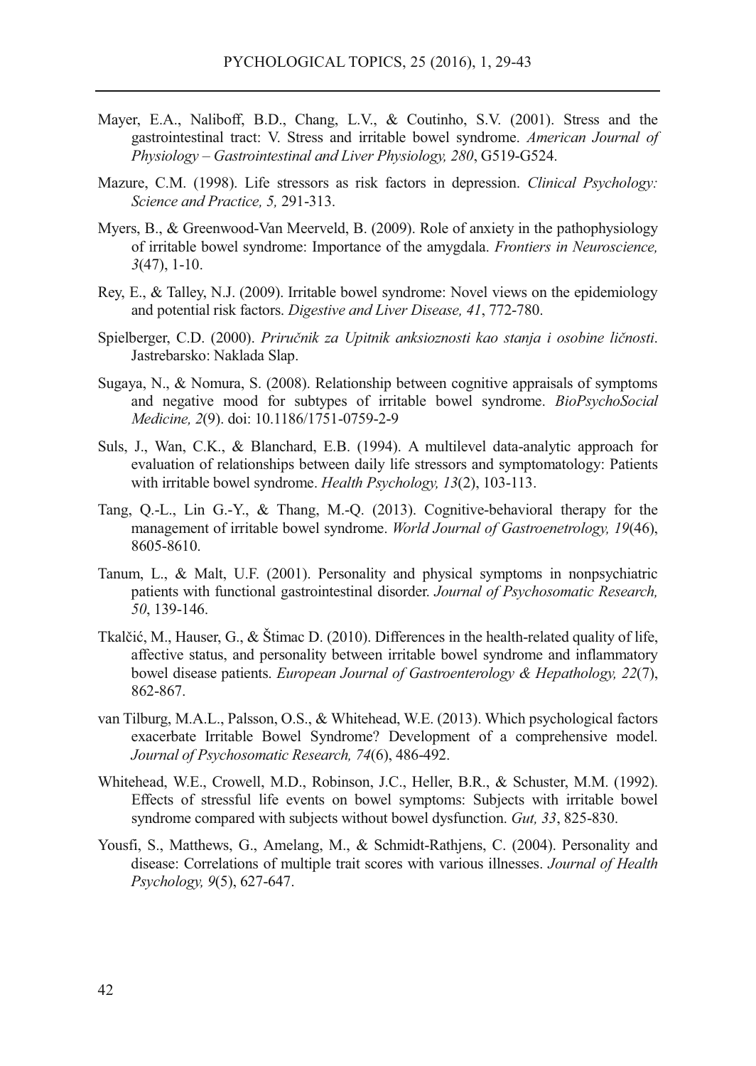Mayer, E.A., Naliboff, B.D., Chang, L.V., & Coutinho, S.V. (2001). Stress and the gastrointestinal tract: V. Stress and irritable bowel syndrome. *American Journal of Physiology – Gastrointestinal and Liver Physiology, 280*, G519-G524.

Mazure, C.M. (1998). Life stressors as risk factors in depression. *Clinical Psychology: Science and Practice, 5,* 291-313.

Myers, B., & Greenwood-Van Meerveld, B. (2009). Role of anxiety in the pathophysiology of irritable bowel syndrome: Importance of the amygdala. *Frontiers in Neuroscience, 3*(47), 1-10.

Rey, E., & Talley, N.J. (2009). Irritable bowel syndrome: Novel views on the epidemiology and potential risk factors. *Digestive and Liver Disease, 41*, 772-780.

Spielberger, C.D. (2000). *Priručnik za Upitnik anksioznosti kao stanja i osobine ličnosti*. Jastrebarsko: Naklada Slap.

Sugaya, N., & Nomura, S. (2008). Relationship between cognitive appraisals of symptoms and negative mood for subtypes of irritable bowel syndrome. *BioPsychoSocial Medicine, 2*(9). doi: 10.1186/1751-0759-2-9

Suls, J., Wan, C.K., & Blanchard, E.B. (1994). A multilevel data-analytic approach for evaluation of relationships between daily life stressors and symptomatology: Patients with irritable bowel syndrome. *Health Psychology, 13*(2), 103-113.

Tang, Q.-L., Lin G.-Y., & Thang, M.-Q. (2013). Cognitive-behavioral therapy for the management of irritable bowel syndrome. *World Journal of Gastroenetrology, 19*(46), 8605-8610.

Tanum, L., & Malt, U.F. (2001). Personality and physical symptoms in nonpsychiatric patients with functional gastrointestinal disorder. *Journal of Psychosomatic Research, 50*, 139-146.

Tkalčić, M., Hauser, G., & Štimac D. (2010). Differences in the health-related quality of life, affective status, and personality between irritable bowel syndrome and inflammatory bowel disease patients. *European Journal of Gastroenterology & Hepathology, 22*(7), 862-867.

van Tilburg, M.A.L., Palsson, O.S., & Whitehead, W.E. (2013). Which psychological factors exacerbate Irritable Bowel Syndrome? Development of a comprehensive model. *Journal of Psychosomatic Research, 74*(6), 486-492.

Whitehead, W.E., Crowell, M.D., Robinson, J.C., Heller, B.R., & Schuster, M.M. (1992). Effects of stressful life events on bowel symptoms: Subjects with irritable bowel syndrome compared with subjects without bowel dysfunction. *Gut, 33*, 825-830.

Yousfi, S., Matthews, G., Amelang, M., & Schmidt-Rathjens, C. (2004). Personality and disease: Correlations of multiple trait scores with various illnesses. *Journal of Health Psychology, 9*(5), 627-647.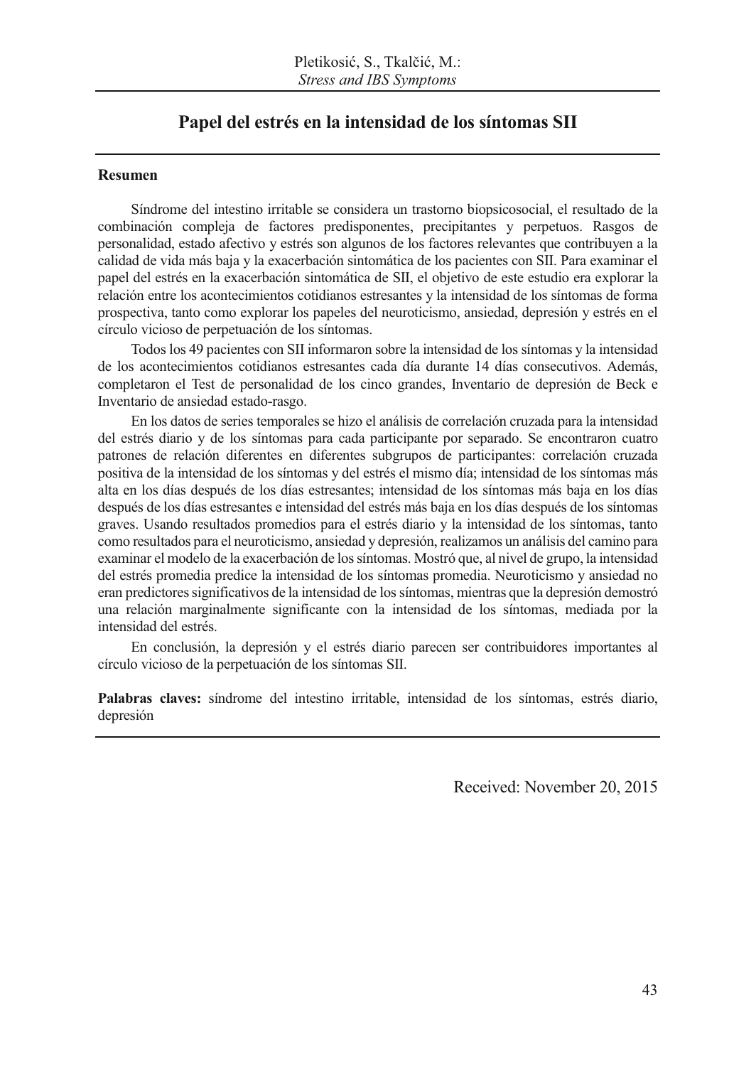## Papel del estrés en la intensidad de los síntomas SII

### Resumen

Síndrome del intestino irritable se considera un trastorno biopsicosocial, el resultado de la combinación compleja de factores predisponentes, precipitantes y perpetuos. Rasgos de personalidad, estado afectivo y estrés son algunos de los factores relevantes que contribuyen a la calidad de vida más baja y la exacerbación sintomática de los pacientes con SII. Para examinar el papel del estrés en la exacerbación sintomática de SII, el objetivo de este estudio era explorar la relación entre los acontecimientos cotidianos estresantes y la intensidad de los síntomas de forma prospectiva, tanto como explorar los papeles del neuroticismo, ansiedad, depresión y estrés en el círculo vicioso de perpetuación de los síntomas.

Todos los 49 pacientes con SII informaron sobre la intensidad de los síntomas y la intensidad de los acontecimientos cotidianos estresantes cada día durante 14 días consecutivos. Además, completaron el Test de personalidad de los cinco grandes, Inventario de depresión de Beck e Inventario de ansiedad estado-rasgo.

En los datos de series temporales se hizo el análisis de correlación cruzada para la intensidad del estrés diario y de los síntomas para cada participante por separado. Se encontraron cuatro patrones de relación diferentes en diferentes subgrupos de participantes: correlación cruzada positiva de la intensidad de los síntomas y del estrés el mismo día; intensidad de los síntomas más alta en los días después de los días estresantes; intensidad de los síntomas más baja en los días después de los días estresantes e intensidad del estrés más baja en los días después de los síntomas graves. Usando resultados promedios para el estrés diario y la intensidad de los síntomas, tanto como resultados para el neuroticismo, ansiedad y depresión, realizamos un análisis del camino para examinar el modelo de la exacerbación de los síntomas. Mostró que, al nivel de grupo, la intensidad del estrés promedia predice la intensidad de los síntomas promedia. Neuroticismo y ansiedad no eran predictores significativos de la intensidad de los síntomas, mientras que la depresión demostró una relación marginalmente significante con la intensidad de los síntomas, mediada por la intensidad del estrés.

En conclusión, la depresión y el estrés diario parecen ser contribuidores importantes al círculo vicioso de la perpetuación de los síntomas SII.

**Palabras claves:** síndrome del intestino irritable, intensidad de los síntomas, estrés diario, depresión

Received: November 20, 2015